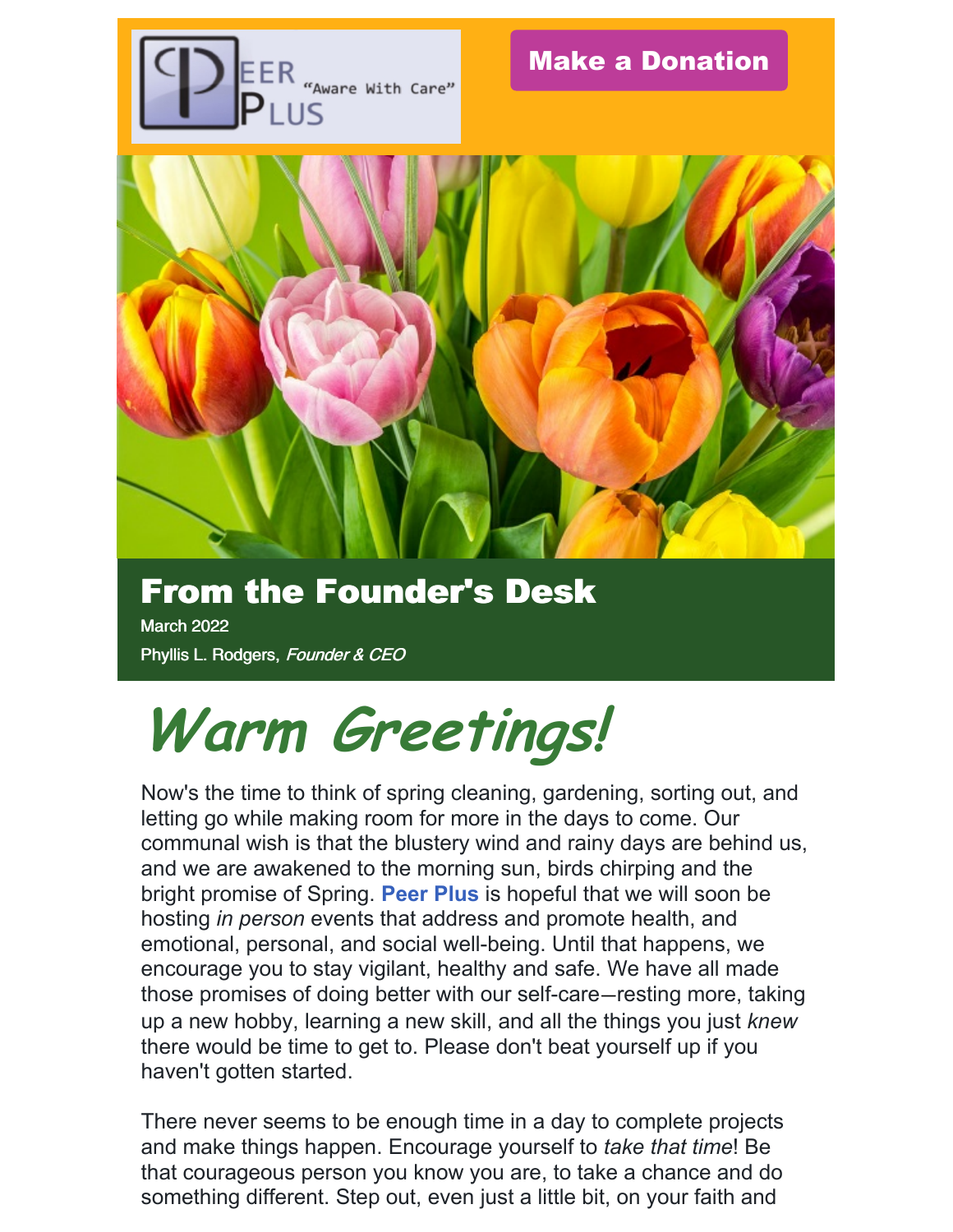PEER PLUS "Aware With Care"

Make a Donation

# From the Founder's Desk

March 2022

Phyllis L. Rodgers, *Founder & CEO*

## *Warm Greetings!*

Now's the time to think of spring cleaning, gardening, sorting out, and letting go while making room for more in the days to come. Our communal wish is that the blustery wind and rainy days are behind us, and we are awakened to the morning sun, birds chirping and the bright promise of Spring. **Peer Plus** is hopeful that we will soon be hosting *in person* events that address and promote health, and emotional, personal, and social well-being. Until that happens, we encourage you to stay vigilant, healthy and safe. We have all made those promises of doing better with our self-care—resting more, taking up a new hobby, learning a new skill, and all the things you just *knew* there would be time to get to. Please don't beat yourself up if you haven't gotten started.

There never seems to be enough time in a day to complete projects and make things happen. Encourage yourself to *take that time*! Be that courageous person you know you are, to take a chance and do something different. Step out, even just a little bit, on your faith and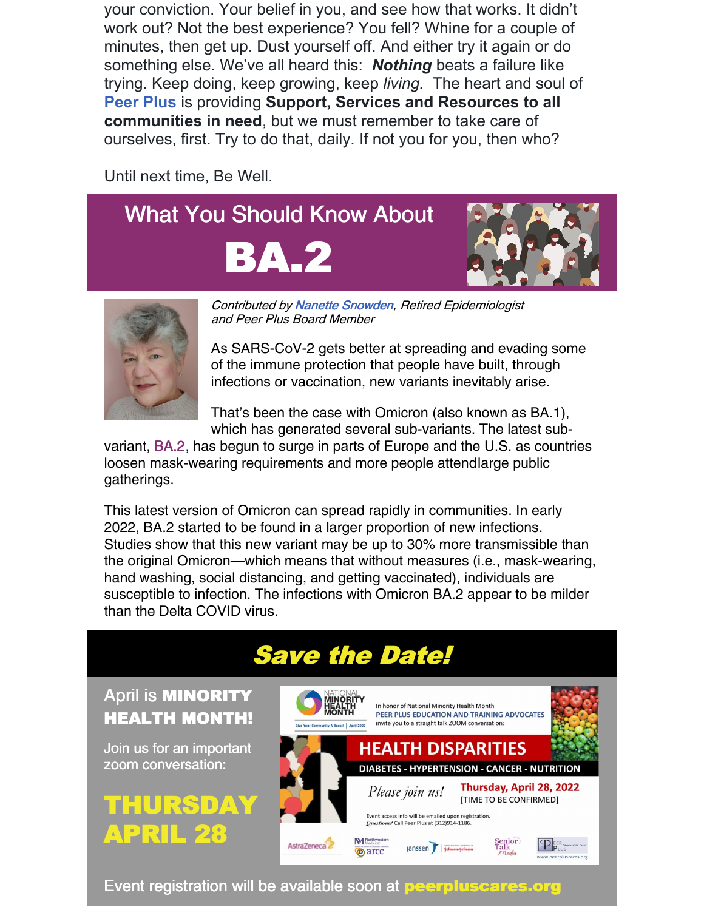your conviction. Your belief in you, and see how that works. It didn't work out? Not the best experience? You fell? Whine for a couple of minutes, then get up. Dust yourself off. And either try it again or do something else. We've all heard this: ***Nothing*** beats a failure like trying. Keep doing, keep growing, keep *living.* The heart and soul of **Peer Plus** is providing **Support, Services and Resources to all communities in need**, but we must remember to take care of ourselves, first. Try to do that, daily. If not you for you, then who?

Until next time, Be Well.

## What You Should Know About

# BA.2

*Contributed by Nanette Snowden, Retired Epidemiologist and Peer Plus Board Member*

As SARS-CoV-2 gets better at spreading and evading some of the immune protection that people have built, through infections or vaccination, new variants inevitably arise.

That's been the case with Omicron (also known as BA.1), which has generated several sub-variants. The latest sub-variant, BA.2, has begun to surge in parts of Europe and the U.S. as countries loosen mask-wearing requirements and more people attendlarge public gatherings.

This latest version of Omicron can spread rapidly in communities. In early 2022, BA.2 started to be found in a larger proportion of new infections. Studies show that this new variant may be up to 30% more transmissible than the original Omicron—which means that without measures (i.e., mask-wearing, hand washing, social distancing, and getting vaccinated), individuals are susceptible to infection. The infections with Omicron BA.2 appear to be milder than the Delta COVID virus.

## *Save the Date!*

April is **MINORITY HEALTH MONTH!**

Join us for an important zoom conversation:

**THURSDAY APRIL 28**

NATIONAL **MINORITY HEALTH MONTH**

Give Your Community A Boost! | April 2022

In honor of National Minority Health Month
PEER PLUS EDUCATION AND TRAINING ADVOCATES
invite you to a straight talk ZOOM conversation:

**HEALTH DISPARITIES**

**DIABETES - HYPERTENSION - CANCER - NUTRITION**

*Please join us!*

**Thursday, April 28, 2022**
[TIME TO BE CONFIRMED]

Event access info will be emailed upon registration.
*Questions?* Call Peer Plus at (312)914-1186.

AstraZeneca | Northwestern Medicine | arcc | Janssen | Johnson & Johnson | Senior Talk Media | Peer Plus | www.peerpluscares.org

Event registration will be available soon at **peerpluscares.org**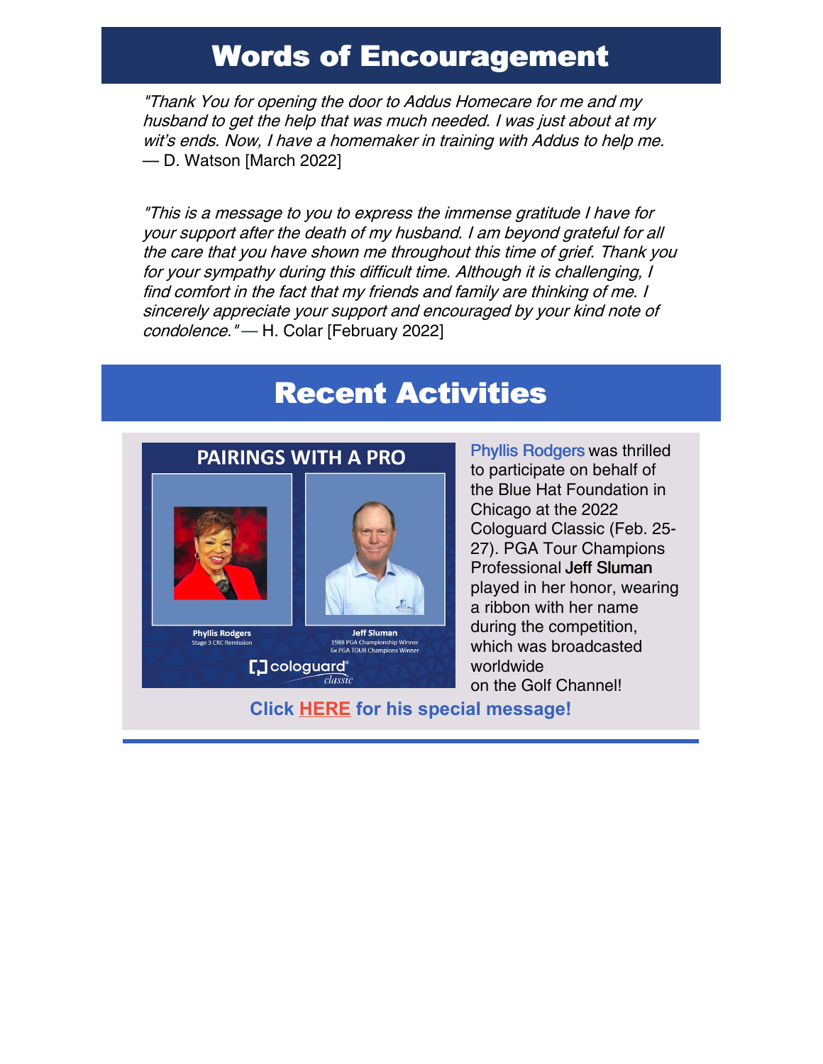# Words of Encouragement

*"Thank You for opening the door to Addus Homecare for me and my husband to get the help that was much needed. I was just about at my wit's ends. Now, I have a homemaker in training with Addus to help me.* — D. Watson [March 2022]

*"This is a message to you to express the immense gratitude I have for your support after the death of my husband. I am beyond grateful for all the care that you have shown me throughout this time of grief. Thank you for your sympathy during this difficult time. Although it is challenging, I find comfort in the fact that my friends and family are thinking of me. I sincerely appreciate your support and encouraged by your kind note of condolence."* — H. Colar [February 2022]

# Recent Activities

PAIRINGS WITH A PRO

Phyllis Rodgers
Stage 3 CRC Remission

Jeff Sluman
1988 PGA Championship Winner
6x PGA TOUR Champions Winner

cologuard classic

Phyllis Rodgers was thrilled to participate on behalf of the Blue Hat Foundation in Chicago at the 2022 Cologuard Classic (Feb. 25-27). PGA Tour Champions Professional **Jeff Sluman** played in her honor, wearing a ribbon with her name during the competition, which was broadcasted worldwide on the Golf Channel!

**Click HERE for his special message!**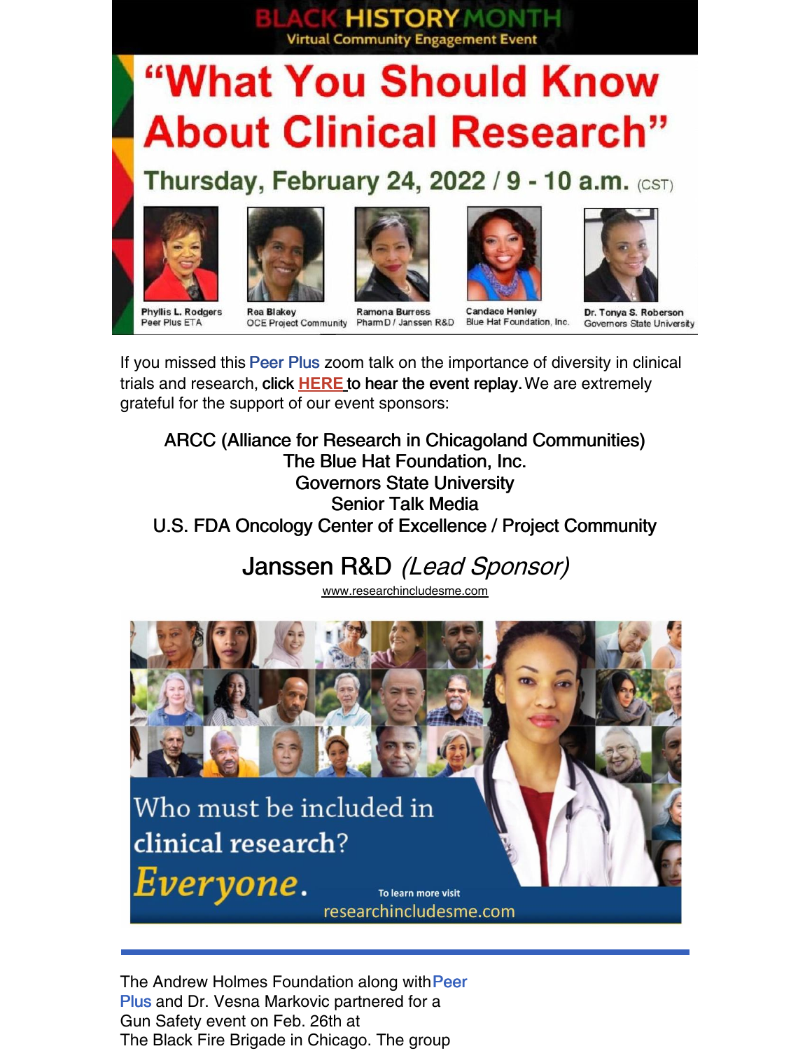# BLACK HISTORY MONTH

Virtual Community Engagement Event

## "What You Should Know About Clinical Research"

### Thursday, February 24, 2022 / 9 - 10 a.m. (CST)

- Phyllis L. Rodgers, Peer Plus ETA
- Rea Blakey, OCE Project Community
- Ramona Burress, PharmD / Janssen R&D
- Candace Henley, Blue Hat Foundation, Inc.
- Dr. Tonya S. Roberson, Governors State University

If you missed this Peer Plus zoom talk on the importance of diversity in clinical trials and research, **click HERE to hear the event replay.** We are extremely grateful for the support of our event sponsors:

ARCC (Alliance for Research in Chicagoland Communities)
The Blue Hat Foundation, Inc.
Governors State University
Senior Talk Media
U.S. FDA Oncology Center of Excellence / Project Community

Janssen R&D *(Lead Sponsor)*

www.researchincludesme.com

Who must be included in clinical research? *Everyone.*

To learn more visit researchincludesme.com

---

The Andrew Holmes Foundation along with Peer Plus and Dr. Vesna Markovic partnered for a Gun Safety event on Feb. 26th at The Black Fire Brigade in Chicago. The group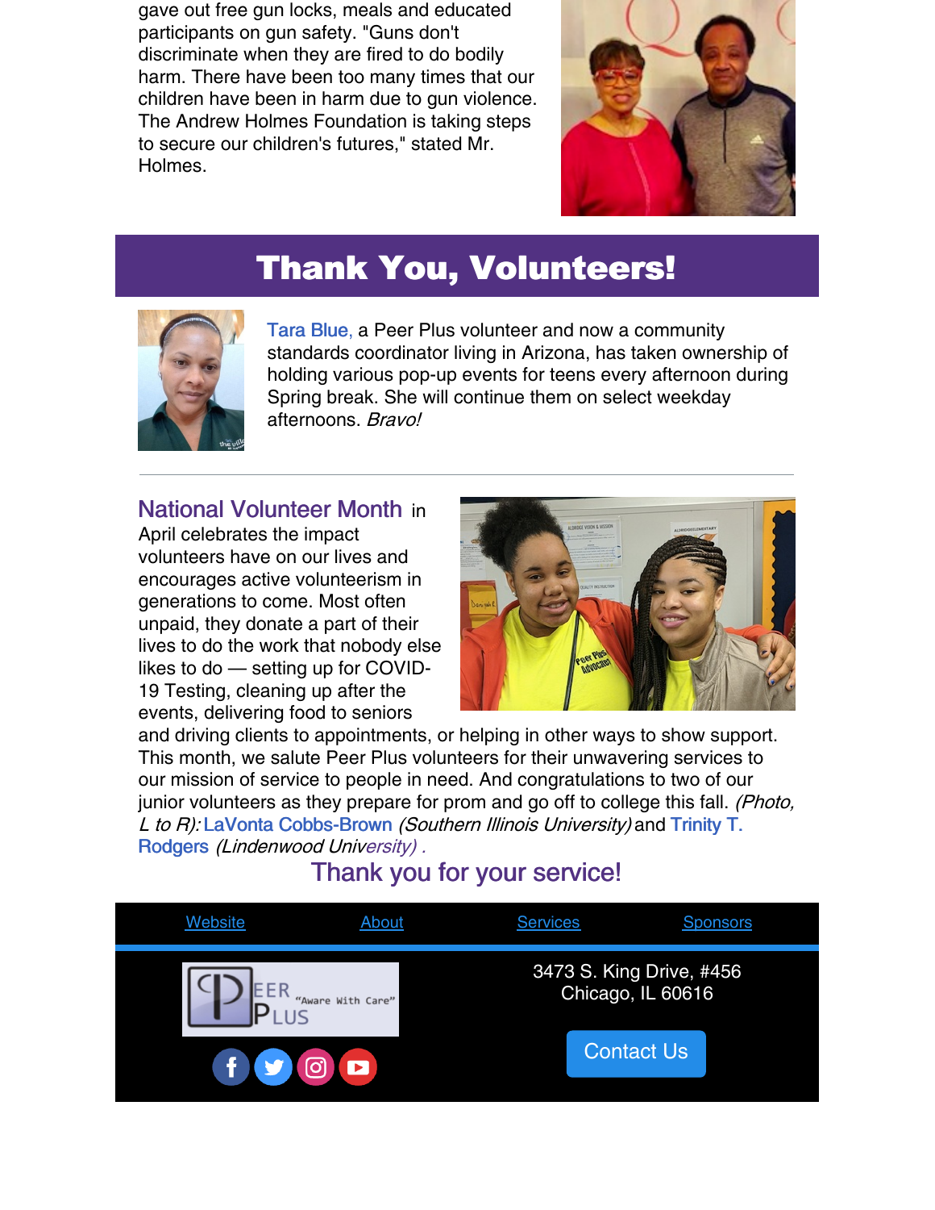gave out free gun locks, meals and educated participants on gun safety. "Guns don't discriminate when they are fired to do bodily harm. There have been too many times that our children have been in harm due to gun violence. The Andrew Holmes Foundation is taking steps to secure our children's futures," stated Mr. Holmes.

# Thank You, Volunteers!

Tara Blue, a Peer Plus volunteer and now a community standards coordinator living in Arizona, has taken ownership of holding various pop-up events for teens every afternoon during Spring break. She will continue them on select weekday afternoons. *Bravo!*

---

National Volunteer Month in April celebrates the impact volunteers have on our lives and encourages active volunteerism in generations to come. Most often unpaid, they donate a part of their lives to do the work that nobody else likes to do — setting up for COVID-19 Testing, cleaning up after the events, delivering food to seniors and driving clients to appointments, or helping in other ways to show support. This month, we salute Peer Plus volunteers for their unwavering services to our mission of service to people in need. And congratulations to two of our junior volunteers as they prepare for prom and go off to college this fall. *(Photo, L to R):* LaVonta Cobbs-Brown *(Southern Illinois University)* and Trinity T. Rodgers *(Lindenwood University) .*

## Thank you for your service!

Website | About | Services | Sponsors

PEER PLUS "Aware With Care"

3473 S. King Drive, #456
Chicago, IL 60616

Contact Us